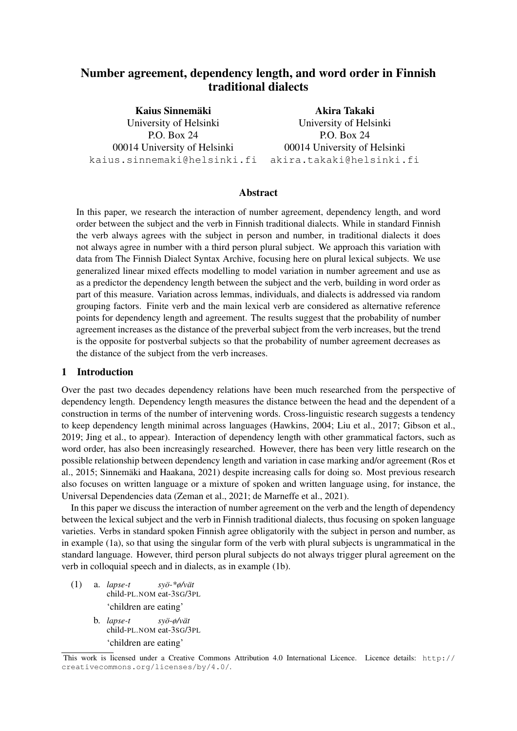# Number agreement, dependency length, and word order in Finnish traditional dialects

**Kaius Sinnemäki**
University of Helsinki
P.O. Box 24
00014 University of Helsinki
kaius.sinnemaki@helsinki.fi

**Akira Takaki**
University of Helsinki
P.O. Box 24
00014 University of Helsinki
akira.takaki@helsinki.fi

## Abstract

In this paper, we research the interaction of number agreement, dependency length, and word order between the subject and the verb in Finnish traditional dialects. While in standard Finnish the verb always agrees with the subject in person and number, in traditional dialects it does not always agree in number with a third person plural subject. We approach this variation with data from The Finnish Dialect Syntax Archive, focusing here on plural lexical subjects. We use generalized linear mixed effects modelling to model variation in number agreement and use as as a predictor the dependency length between the subject and the verb, building in word order as part of this measure. Variation across lemmas, individuals, and dialects is addressed via random grouping factors. Finite verb and the main lexical verb are considered as alternative reference points for dependency length and agreement. The results suggest that the probability of number agreement increases as the distance of the preverbal subject from the verb increases, but the trend is the opposite for postverbal subjects so that the probability of number agreement decreases as the distance of the subject from the verb increases.

## 1 Introduction

Over the past two decades dependency relations have been much researched from the perspective of dependency length. Dependency length measures the distance between the head and the dependent of a construction in terms of the number of intervening words. Cross-linguistic research suggests a tendency to keep dependency length minimal across languages (Hawkins, 2004; Liu et al., 2017; Gibson et al., 2019; Jing et al., to appear). Interaction of dependency length with other grammatical factors, such as word order, has also been increasingly researched. However, there has been very little research on the possible relationship between dependency length and variation in case marking and/or agreement (Ros et al., 2015; Sinnemäki and Haakana, 2021) despite increasing calls for doing so. Most previous research also focuses on written language or a mixture of spoken and written language using, for instance, the Universal Dependencies data (Zeman et al., 2021; de Marneffe et al., 2021).

In this paper we discuss the interaction of number agreement on the verb and the length of dependency between the lexical subject and the verb in Finnish traditional dialects, thus focusing on spoken language varieties. Verbs in standard spoken Finnish agree obligatorily with the subject in person and number, as in example (1a), so that using the singular form of the verb with plural subjects is ungrammatical in the standard language. However, third person plural subjects do not always trigger plural agreement on the verb in colloquial speech and in dialects, as in example (1b).

(1) a. *lapse-t* *syö-\*ø/vät*
child-PL.NOM eat-3SG/3PL
'children are eating'

b. *lapse-t* *syö-ø/vät*
child-PL.NOM eat-3SG/3PL
'children are eating'

This work is licensed under a Creative Commons Attribution 4.0 International Licence. Licence details: http://creativecommons.org/licenses/by/4.0/.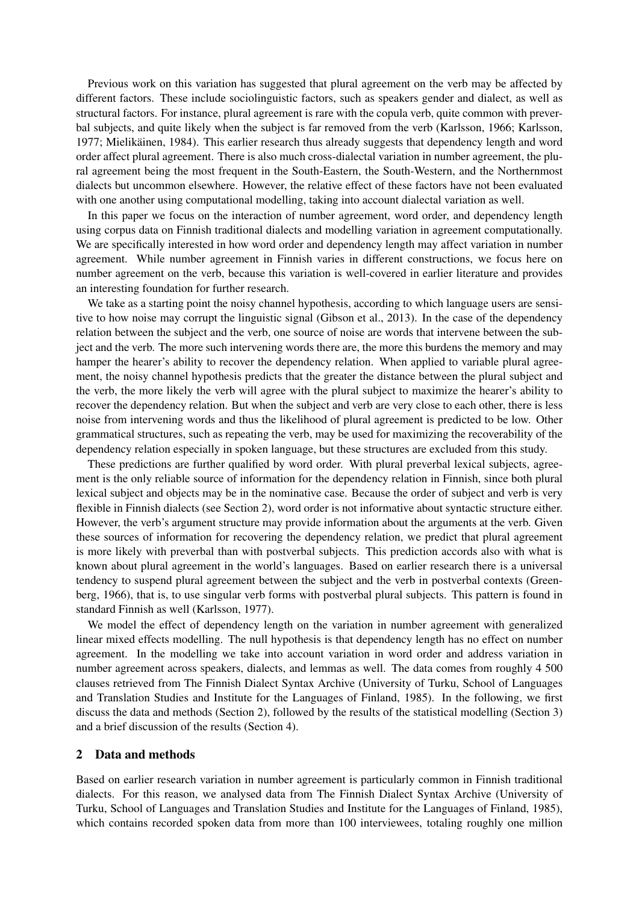Previous work on this variation has suggested that plural agreement on the verb may be affected by different factors. These include sociolinguistic factors, such as speakers gender and dialect, as well as structural factors. For instance, plural agreement is rare with the copula verb, quite common with preverbal subjects, and quite likely when the subject is far removed from the verb (Karlsson, 1966; Karlsson, 1977; Mielikäinen, 1984). This earlier research thus already suggests that dependency length and word order affect plural agreement. There is also much cross-dialectal variation in number agreement, the plural agreement being the most frequent in the South-Eastern, the South-Western, and the Northernmost dialects but uncommon elsewhere. However, the relative effect of these factors have not been evaluated with one another using computational modelling, taking into account dialectal variation as well.

In this paper we focus on the interaction of number agreement, word order, and dependency length using corpus data on Finnish traditional dialects and modelling variation in agreement computationally. We are specifically interested in how word order and dependency length may affect variation in number agreement. While number agreement in Finnish varies in different constructions, we focus here on number agreement on the verb, because this variation is well-covered in earlier literature and provides an interesting foundation for further research.

We take as a starting point the noisy channel hypothesis, according to which language users are sensitive to how noise may corrupt the linguistic signal (Gibson et al., 2013). In the case of the dependency relation between the subject and the verb, one source of noise are words that intervene between the subject and the verb. The more such intervening words there are, the more this burdens the memory and may hamper the hearer's ability to recover the dependency relation. When applied to variable plural agreement, the noisy channel hypothesis predicts that the greater the distance between the plural subject and the verb, the more likely the verb will agree with the plural subject to maximize the hearer's ability to recover the dependency relation. But when the subject and verb are very close to each other, there is less noise from intervening words and thus the likelihood of plural agreement is predicted to be low. Other grammatical structures, such as repeating the verb, may be used for maximizing the recoverability of the dependency relation especially in spoken language, but these structures are excluded from this study.

These predictions are further qualified by word order. With plural preverbal lexical subjects, agreement is the only reliable source of information for the dependency relation in Finnish, since both plural lexical subject and objects may be in the nominative case. Because the order of subject and verb is very flexible in Finnish dialects (see Section 2), word order is not informative about syntactic structure either. However, the verb's argument structure may provide information about the arguments at the verb. Given these sources of information for recovering the dependency relation, we predict that plural agreement is more likely with preverbal than with postverbal subjects. This prediction accords also with what is known about plural agreement in the world's languages. Based on earlier research there is a universal tendency to suspend plural agreement between the subject and the verb in postverbal contexts (Greenberg, 1966), that is, to use singular verb forms with postverbal plural subjects. This pattern is found in standard Finnish as well (Karlsson, 1977).

We model the effect of dependency length on the variation in number agreement with generalized linear mixed effects modelling. The null hypothesis is that dependency length has no effect on number agreement. In the modelling we take into account variation in word order and address variation in number agreement across speakers, dialects, and lemmas as well. The data comes from roughly 4 500 clauses retrieved from The Finnish Dialect Syntax Archive (University of Turku, School of Languages and Translation Studies and Institute for the Languages of Finland, 1985). In the following, we first discuss the data and methods (Section 2), followed by the results of the statistical modelling (Section 3) and a brief discussion of the results (Section 4).

## 2 Data and methods

Based on earlier research variation in number agreement is particularly common in Finnish traditional dialects. For this reason, we analysed data from The Finnish Dialect Syntax Archive (University of Turku, School of Languages and Translation Studies and Institute for the Languages of Finland, 1985), which contains recorded spoken data from more than 100 interviewees, totaling roughly one million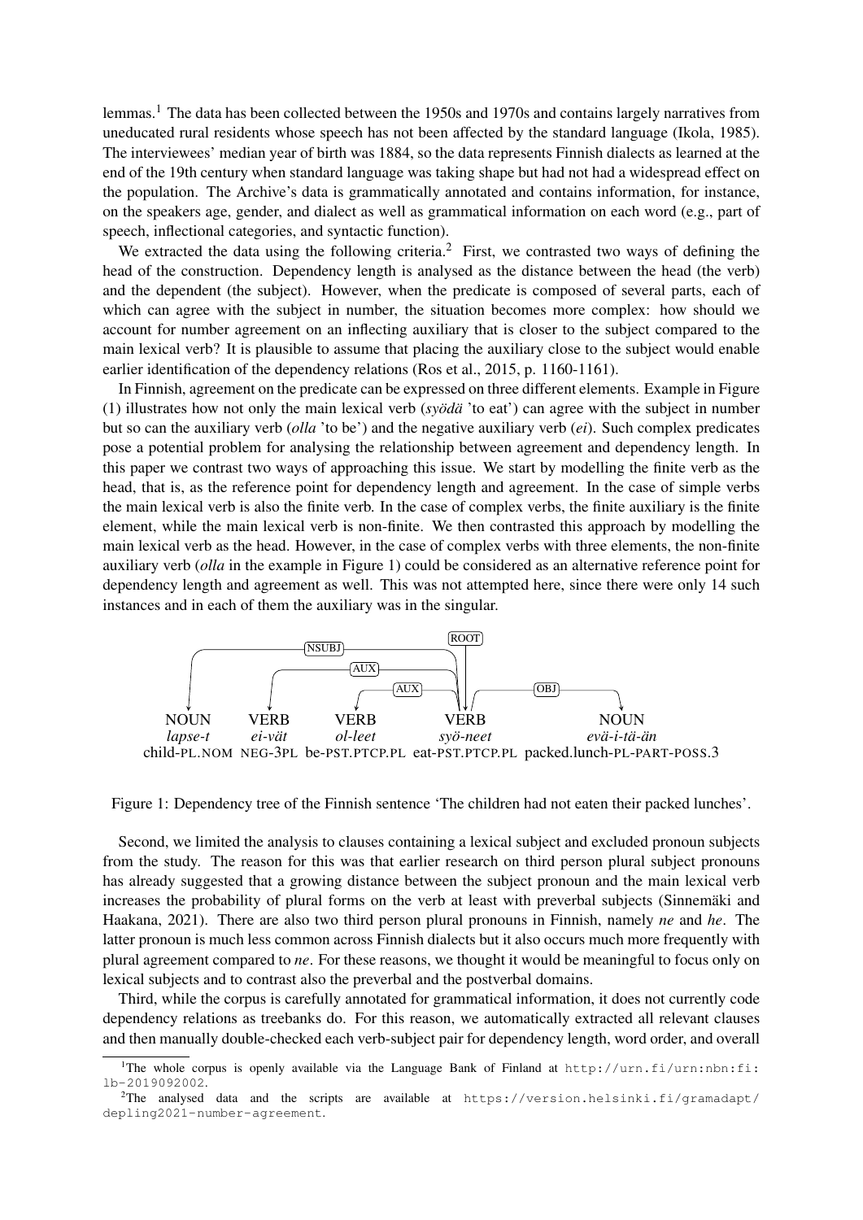lemmas.[1] The data has been collected between the 1950s and 1970s and contains largely narratives from uneducated rural residents whose speech has not been affected by the standard language (Ikola, 1985). The interviewees' median year of birth was 1884, so the data represents Finnish dialects as learned at the end of the 19th century when standard language was taking shape but had not had a widespread effect on the population. The Archive's data is grammatically annotated and contains information, for instance, on the speakers age, gender, and dialect as well as grammatical information on each word (e.g., part of speech, inflectional categories, and syntactic function).

We extracted the data using the following criteria.[2] First, we contrasted two ways of defining the head of the construction. Dependency length is analysed as the distance between the head (the verb) and the dependent (the subject). However, when the predicate is composed of several parts, each of which can agree with the subject in number, the situation becomes more complex: how should we account for number agreement on an inflecting auxiliary that is closer to the subject compared to the main lexical verb? It is plausible to assume that placing the auxiliary close to the subject would enable earlier identification of the dependency relations (Ros et al., 2015, p. 1160-1161).

In Finnish, agreement on the predicate can be expressed on three different elements. Example in Figure (1) illustrates how not only the main lexical verb (*syödä* 'to eat') can agree with the subject in number but so can the auxiliary verb (*olla* 'to be') and the negative auxiliary verb (*ei*). Such complex predicates pose a potential problem for analysing the relationship between agreement and dependency length. In this paper we contrast two ways of approaching this issue. We start by modelling the finite verb as the head, that is, as the reference point for dependency length and agreement. In the case of simple verbs the main lexical verb is also the finite verb. In the case of complex verbs, the finite auxiliary is the finite element, while the main lexical verb is non-finite. We then contrasted this approach by modelling the main lexical verb as the head. However, in the case of complex verbs with three elements, the non-finite auxiliary verb (*olla* in the example in Figure 1) could be considered as an alternative reference point for dependency length and agreement as well. This was not attempted here, since there were only 14 such instances and in each of them the auxiliary was in the singular.

| NOUN | VERB | VERB | VERB | NOUN |
|---|---|---|---|---|
| *lapse-t* | *ei-vät* | *ol-leet* | *syö-neet* | *evä-i-tä-än* |
| child-PL.NOM | NEG-3PL | be-PST.PTCP.PL | eat-PST.PTCP.PL | packed.lunch-PL-PART-POSS.3 |

(Dependencies: ROOT → *syö-neet*; NSUBJ: *syö-neet* → *lapse-t*; AUX: *syö-neet* → *ei-vät*; AUX: *syö-neet* → *ol-leet*; OBJ: *syö-neet* → *evä-i-tä-än*)

Figure 1: Dependency tree of the Finnish sentence 'The children had not eaten their packed lunches'.

Second, we limited the analysis to clauses containing a lexical subject and excluded pronoun subjects from the study. The reason for this was that earlier research on third person plural subject pronouns has already suggested that a growing distance between the subject pronoun and the main lexical verb increases the probability of plural forms on the verb at least with preverbal subjects (Sinnemäki and Haakana, 2021). There are also two third person plural pronouns in Finnish, namely *ne* and *he*. The latter pronoun is much less common across Finnish dialects but it also occurs much more frequently with plural agreement compared to *ne*. For these reasons, we thought it would be meaningful to focus only on lexical subjects and to contrast also the preverbal and the postverbal domains.

Third, while the corpus is carefully annotated for grammatical information, it does not currently code dependency relations as treebanks do. For this reason, we automatically extracted all relevant clauses and then manually double-checked each verb-subject pair for dependency length, word order, and overall

[1] The whole corpus is openly available via the Language Bank of Finland at http://urn.fi/urn:nbn:fi:lb-2019092002.

[2] The analysed data and the scripts are available at https://version.helsinki.fi/gramadapt/depling2021-number-agreement.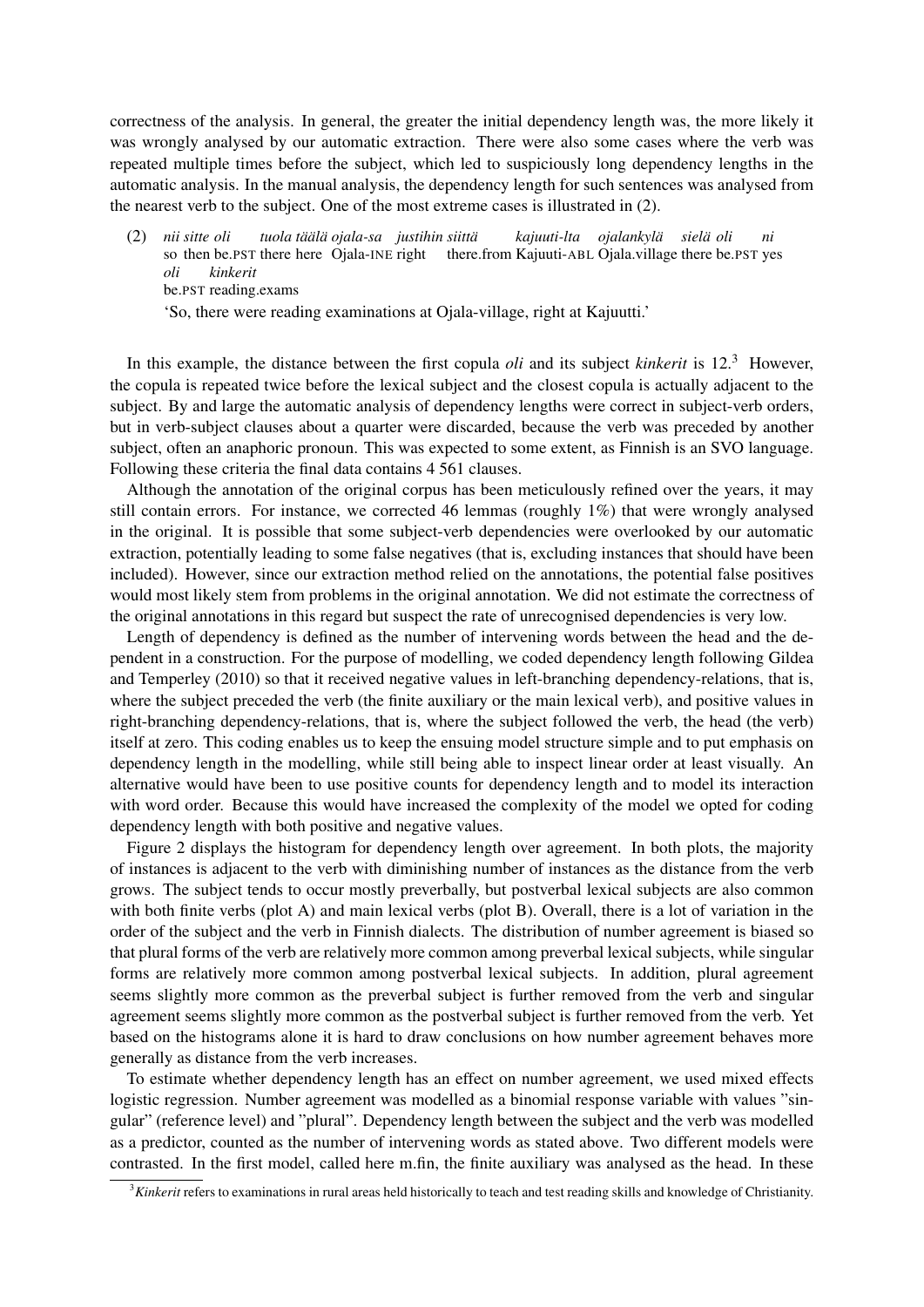correctness of the analysis. In general, the greater the initial dependency length was, the more likely it was wrongly analysed by our automatic extraction. There were also some cases where the verb was repeated multiple times before the subject, which led to suspiciously long dependency lengths in the automatic analysis. In the manual analysis, the dependency length for such sentences was analysed from the nearest verb to the subject. One of the most extreme cases is illustrated in (2).

(2) *nii sitte oli tuola täälä ojala-sa justihin siittä kajuuti-lta ojalankylä sielä oli ni oli kinkerit*
so then be.PST there here Ojala-INE right there.from Kajuuti-ABL Ojala.village there be.PST yes be.PST reading.exams
'So, there were reading examinations at Ojala-village, right at Kajuutti.'

In this example, the distance between the first copula *oli* and its subject *kinkerit* is 12.[3] However, the copula is repeated twice before the lexical subject and the closest copula is actually adjacent to the subject. By and large the automatic analysis of dependency lengths were correct in subject-verb orders, but in verb-subject clauses about a quarter were discarded, because the verb was preceded by another subject, often an anaphoric pronoun. This was expected to some extent, as Finnish is an SVO language. Following these criteria the final data contains 4 561 clauses.

Although the annotation of the original corpus has been meticulously refined over the years, it may still contain errors. For instance, we corrected 46 lemmas (roughly 1%) that were wrongly analysed in the original. It is possible that some subject-verb dependencies were overlooked by our automatic extraction, potentially leading to some false negatives (that is, excluding instances that should have been included). However, since our extraction method relied on the annotations, the potential false positives would most likely stem from problems in the original annotation. We did not estimate the correctness of the original annotations in this regard but suspect the rate of unrecognised dependencies is very low.

Length of dependency is defined as the number of intervening words between the head and the dependent in a construction. For the purpose of modelling, we coded dependency length following Gildea and Temperley (2010) so that it received negative values in left-branching dependency-relations, that is, where the subject preceded the verb (the finite auxiliary or the main lexical verb), and positive values in right-branching dependency-relations, that is, where the subject followed the verb, the head (the verb) itself at zero. This coding enables us to keep the ensuing model structure simple and to put emphasis on dependency length in the modelling, while still being able to inspect linear order at least visually. An alternative would have been to use positive counts for dependency length and to model its interaction with word order. Because this would have increased the complexity of the model we opted for coding dependency length with both positive and negative values.

Figure 2 displays the histogram for dependency length over agreement. In both plots, the majority of instances is adjacent to the verb with diminishing number of instances as the distance from the verb grows. The subject tends to occur mostly preverbally, but postverbal lexical subjects are also common with both finite verbs (plot A) and main lexical verbs (plot B). Overall, there is a lot of variation in the order of the subject and the verb in Finnish dialects. The distribution of number agreement is biased so that plural forms of the verb are relatively more common among preverbal lexical subjects, while singular forms are relatively more common among postverbal lexical subjects. In addition, plural agreement seems slightly more common as the preverbal subject is further removed from the verb and singular agreement seems slightly more common as the postverbal subject is further removed from the verb. Yet based on the histograms alone it is hard to draw conclusions on how number agreement behaves more generally as distance from the verb increases.

To estimate whether dependency length has an effect on number agreement, we used mixed effects logistic regression. Number agreement was modelled as a binomial response variable with values "singular" (reference level) and "plural". Dependency length between the subject and the verb was modelled as a predictor, counted as the number of intervening words as stated above. Two different models were contrasted. In the first model, called here m.fin, the finite auxiliary was analysed as the head. In these

[3] *Kinkerit* refers to examinations in rural areas held historically to teach and test reading skills and knowledge of Christianity.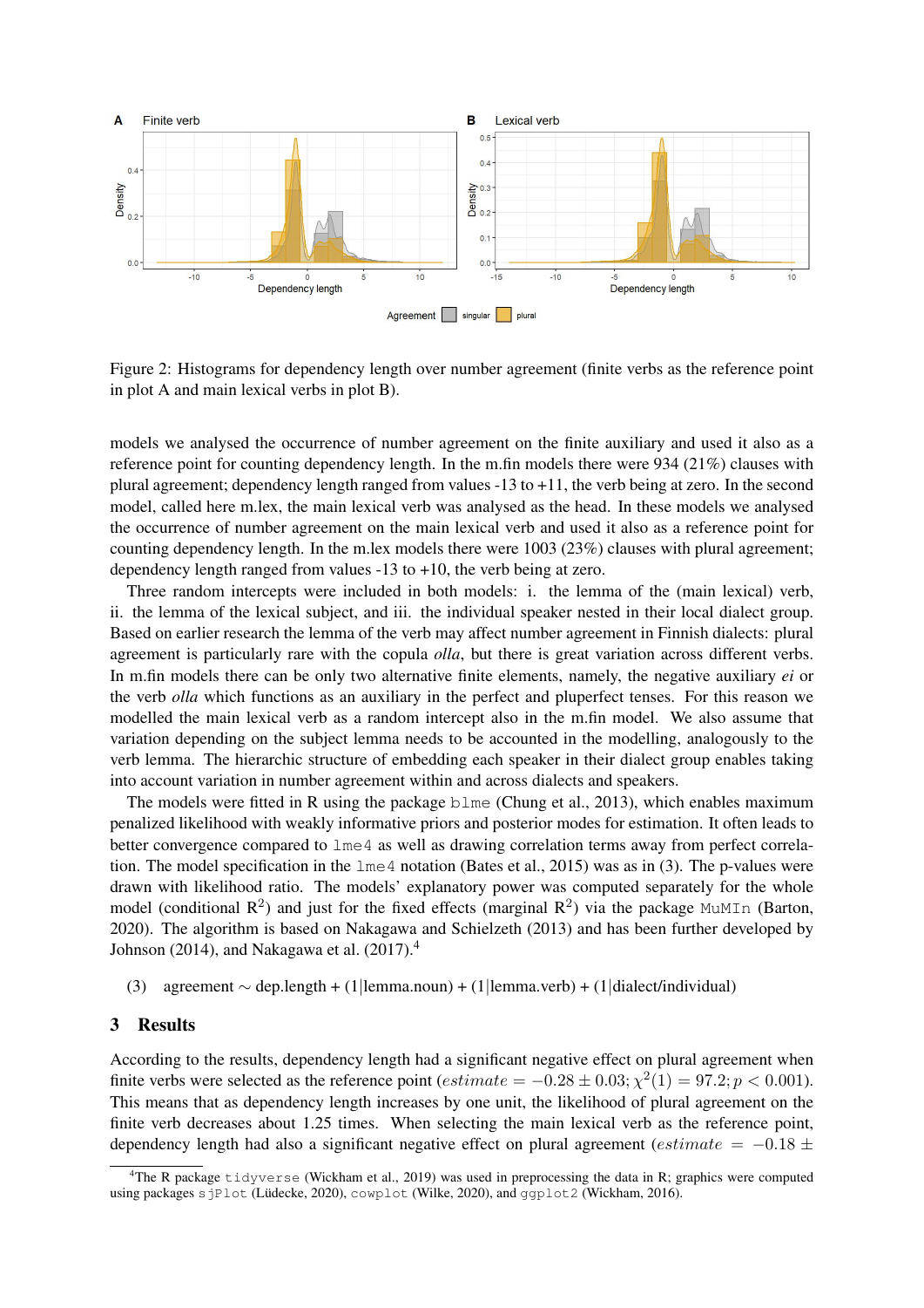Figure 2: Histograms for dependency length over number agreement (finite verbs as the reference point in plot A and main lexical verbs in plot B).

models we analysed the occurrence of number agreement on the finite auxiliary and used it also as a reference point for counting dependency length. In the m.fin models there were 934 (21%) clauses with plural agreement; dependency length ranged from values -13 to +11, the verb being at zero. In the second model, called here m.lex, the main lexical verb was analysed as the head. In these models we analysed the occurrence of number agreement on the main lexical verb and used it also as a reference point for counting dependency length. In the m.lex models there were 1003 (23%) clauses with plural agreement; dependency length ranged from values -13 to +10, the verb being at zero.

Three random intercepts were included in both models: i. the lemma of the (main lexical) verb, ii. the lemma of the lexical subject, and iii. the individual speaker nested in their local dialect group. Based on earlier research the lemma of the verb may affect number agreement in Finnish dialects: plural agreement is particularly rare with the copula *olla*, but there is great variation across different verbs. In m.fin models there can be only two alternative finite elements, namely, the negative auxiliary *ei* or the verb *olla* which functions as an auxiliary in the perfect and pluperfect tenses. For this reason we modelled the main lexical verb as a random intercept also in the m.fin model. We also assume that variation depending on the subject lemma needs to be accounted in the modelling, analogously to the verb lemma. The hierarchic structure of embedding each speaker in their dialect group enables taking into account variation in number agreement within and across dialects and speakers.

The models were fitted in R using the package `blme` (Chung et al., 2013), which enables maximum penalized likelihood with weakly informative priors and posterior modes for estimation. It often leads to better convergence compared to `lme4` as well as drawing correlation terms away from perfect correlation. The model specification in the `lme4` notation (Bates et al., 2015) was as in (3). The p-values were drawn with likelihood ratio. The models' explanatory power was computed separately for the whole model (conditional $R^2$) and just for the fixed effects (marginal $R^2$) via the package `MuMIn` (Barton, 2020). The algorithm is based on Nakagawa and Schielzeth (2013) and has been further developed by Johnson (2014), and Nakagawa et al. (2017).[4]

(3) agreement ~ dep.length + (1|lemma.noun) + (1|lemma.verb) + (1|dialect/individual)

## 3 Results

According to the results, dependency length had a significant negative effect on plural agreement when finite verbs were selected as the reference point ($estimate = -0.28 \pm 0.03; \chi^2(1) = 97.2; p < 0.001$). This means that as dependency length increases by one unit, the likelihood of plural agreement on the finite verb decreases about 1.25 times. When selecting the main lexical verb as the reference point, dependency length had also a significant negative effect on plural agreement ($estimate = -0.18 \pm$

[4]The R package `tidyverse` (Wickham et al., 2019) was used in preprocessing the data in R; graphics were computed using packages `sjPlot` (Lüdecke, 2020), `cowplot` (Wilke, 2020), and `ggplot2` (Wickham, 2016).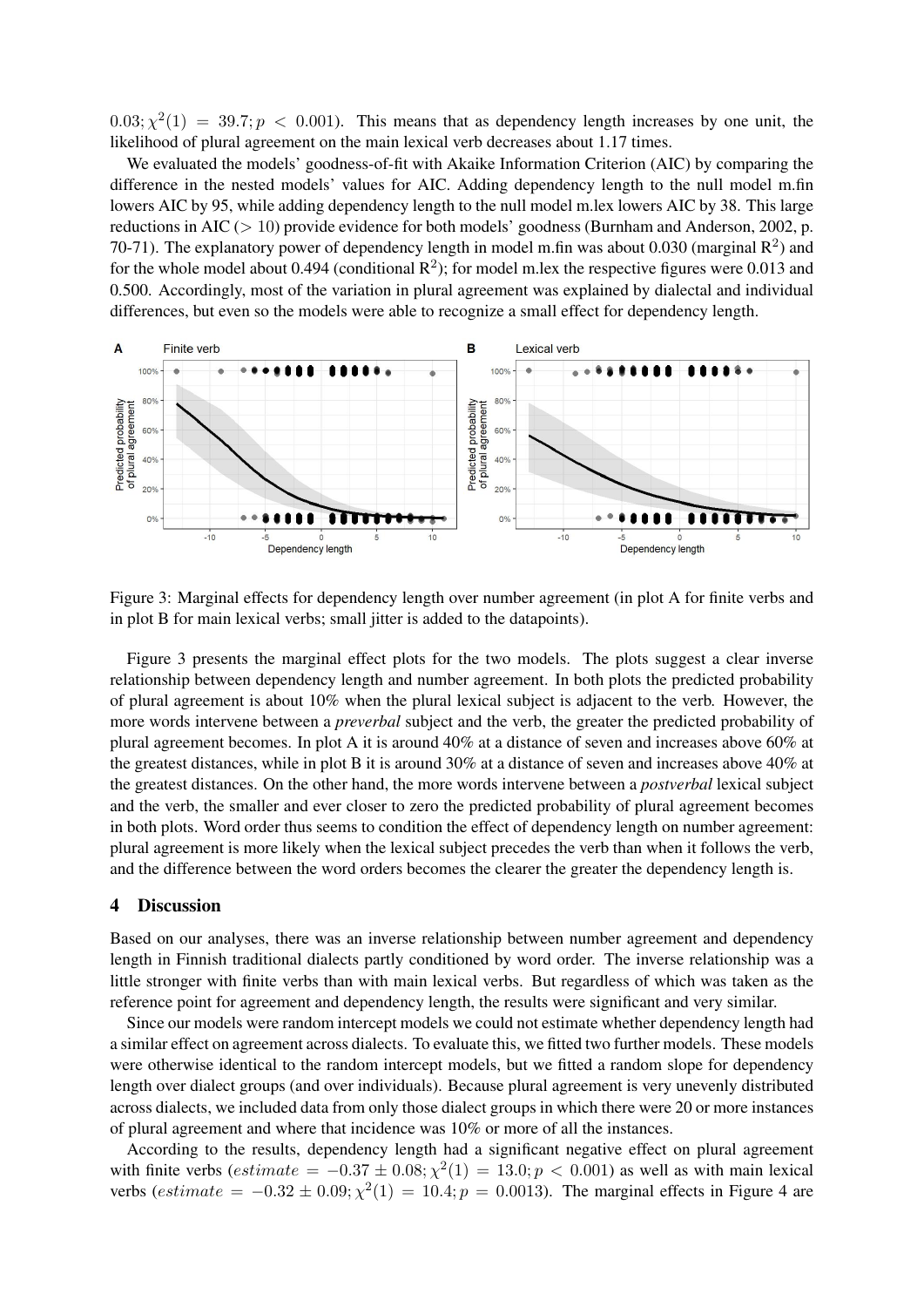$0.03; \chi^2(1) = 39.7; p < 0.001$). This means that as dependency length increases by one unit, the likelihood of plural agreement on the main lexical verb decreases about 1.17 times.

We evaluated the models' goodness-of-fit with Akaike Information Criterion (AIC) by comparing the difference in the nested models' values for AIC. Adding dependency length to the null model m.fin lowers AIC by 95, while adding dependency length to the null model m.lex lowers AIC by 38. This large reductions in AIC ($> 10$) provide evidence for both models' goodness (Burnham and Anderson, 2002, p. 70-71). The explanatory power of dependency length in model m.fin was about 0.030 (marginal $R^2$) and for the whole model about 0.494 (conditional $R^2$); for model m.lex the respective figures were 0.013 and 0.500. Accordingly, most of the variation in plural agreement was explained by dialectal and individual differences, but even so the models were able to recognize a small effect for dependency length.

Figure 3: Marginal effects for dependency length over number agreement (in plot A for finite verbs and in plot B for main lexical verbs; small jitter is added to the datapoints).

Figure 3 presents the marginal effect plots for the two models. The plots suggest a clear inverse relationship between dependency length and number agreement. In both plots the predicted probability of plural agreement is about 10% when the plural lexical subject is adjacent to the verb. However, the more words intervene between a *preverbal* subject and the verb, the greater the predicted probability of plural agreement becomes. In plot A it is around 40% at a distance of seven and increases above 60% at the greatest distances, while in plot B it is around 30% at a distance of seven and increases above 40% at the greatest distances. On the other hand, the more words intervene between a *postverbal* lexical subject and the verb, the smaller and ever closer to zero the predicted probability of plural agreement becomes in both plots. Word order thus seems to condition the effect of dependency length on number agreement: plural agreement is more likely when the lexical subject precedes the verb than when it follows the verb, and the difference between the word orders becomes the clearer the greater the dependency length is.

## 4 Discussion

Based on our analyses, there was an inverse relationship between number agreement and dependency length in Finnish traditional dialects partly conditioned by word order. The inverse relationship was a little stronger with finite verbs than with main lexical verbs. But regardless of which was taken as the reference point for agreement and dependency length, the results were significant and very similar.

Since our models were random intercept models we could not estimate whether dependency length had a similar effect on agreement across dialects. To evaluate this, we fitted two further models. These models were otherwise identical to the random intercept models, but we fitted a random slope for dependency length over dialect groups (and over individuals). Because plural agreement is very unevenly distributed across dialects, we included data from only those dialect groups in which there were 20 or more instances of plural agreement and where that incidence was 10% or more of all the instances.

According to the results, dependency length had a significant negative effect on plural agreement with finite verbs ($estimate = -0.37 \pm 0.08; \chi^2(1) = 13.0; p < 0.001$) as well as with main lexical verbs ($estimate = -0.32 \pm 0.09; \chi^2(1) = 10.4; p = 0.0013$). The marginal effects in Figure 4 are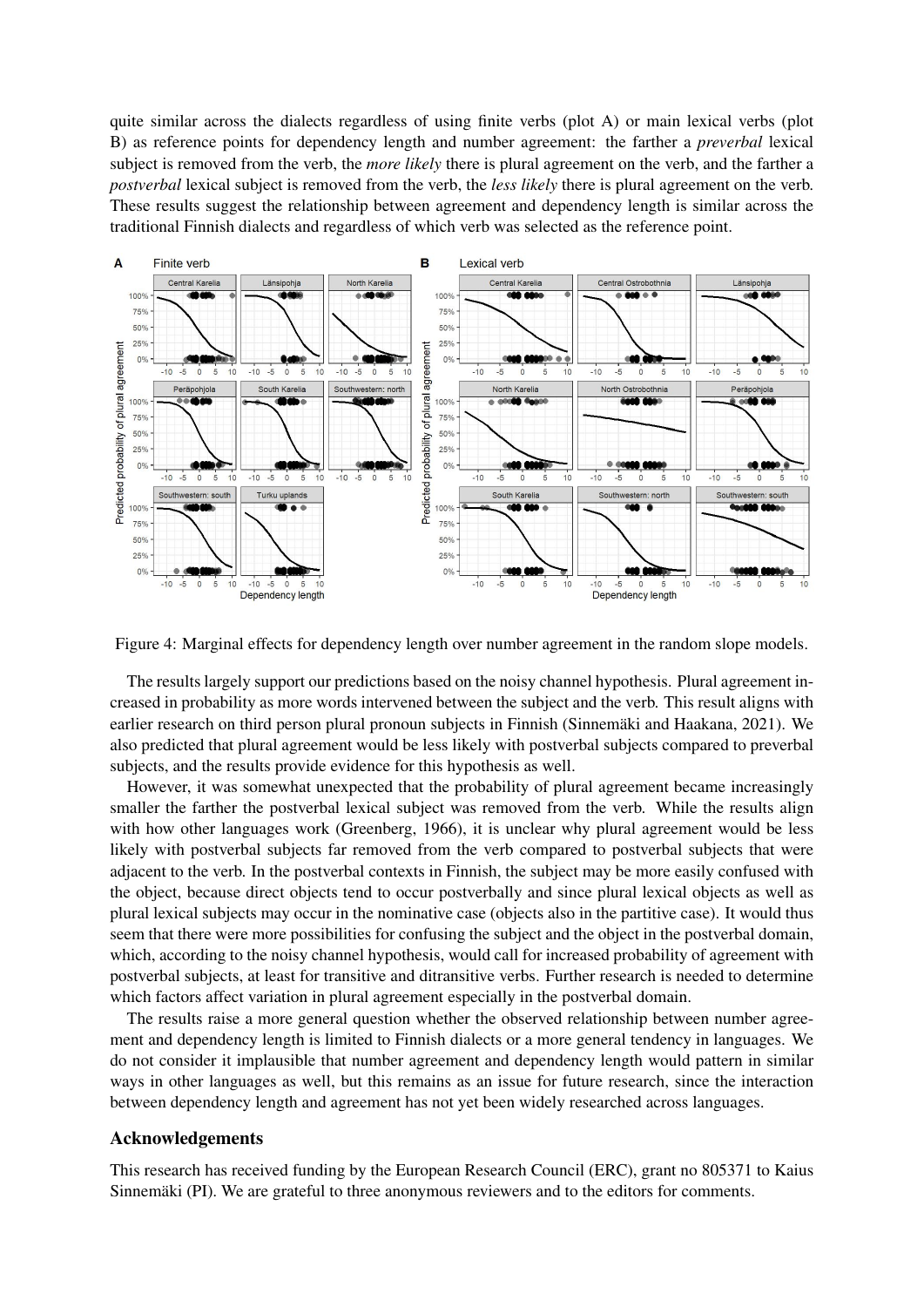quite similar across the dialects regardless of using finite verbs (plot A) or main lexical verbs (plot B) as reference points for dependency length and number agreement: the farther a *preverbal* lexical subject is removed from the verb, the *more likely* there is plural agreement on the verb, and the farther a *postverbal* lexical subject is removed from the verb, the *less likely* there is plural agreement on the verb. These results suggest the relationship between agreement and dependency length is similar across the traditional Finnish dialects and regardless of which verb was selected as the reference point.

Figure 4: Marginal effects for dependency length over number agreement in the random slope models.

The results largely support our predictions based on the noisy channel hypothesis. Plural agreement increased in probability as more words intervened between the subject and the verb. This result aligns with earlier research on third person plural pronoun subjects in Finnish (Sinnemäki and Haakana, 2021). We also predicted that plural agreement would be less likely with postverbal subjects compared to preverbal subjects, and the results provide evidence for this hypothesis as well.

However, it was somewhat unexpected that the probability of plural agreement became increasingly smaller the farther the postverbal lexical subject was removed from the verb. While the results align with how other languages work (Greenberg, 1966), it is unclear why plural agreement would be less likely with postverbal subjects far removed from the verb compared to postverbal subjects that were adjacent to the verb. In the postverbal contexts in Finnish, the subject may be more easily confused with the object, because direct objects tend to occur postverbally and since plural lexical objects as well as plural lexical subjects may occur in the nominative case (objects also in the partitive case). It would thus seem that there were more possibilities for confusing the subject and the object in the postverbal domain, which, according to the noisy channel hypothesis, would call for increased probability of agreement with postverbal subjects, at least for transitive and ditransitive verbs. Further research is needed to determine which factors affect variation in plural agreement especially in the postverbal domain.

The results raise a more general question whether the observed relationship between number agreement and dependency length is limited to Finnish dialects or a more general tendency in languages. We do not consider it implausible that number agreement and dependency length would pattern in similar ways in other languages as well, but this remains as an issue for future research, since the interaction between dependency length and agreement has not yet been widely researched across languages.

## Acknowledgements

This research has received funding by the European Research Council (ERC), grant no 805371 to Kaius Sinnemäki (PI). We are grateful to three anonymous reviewers and to the editors for comments.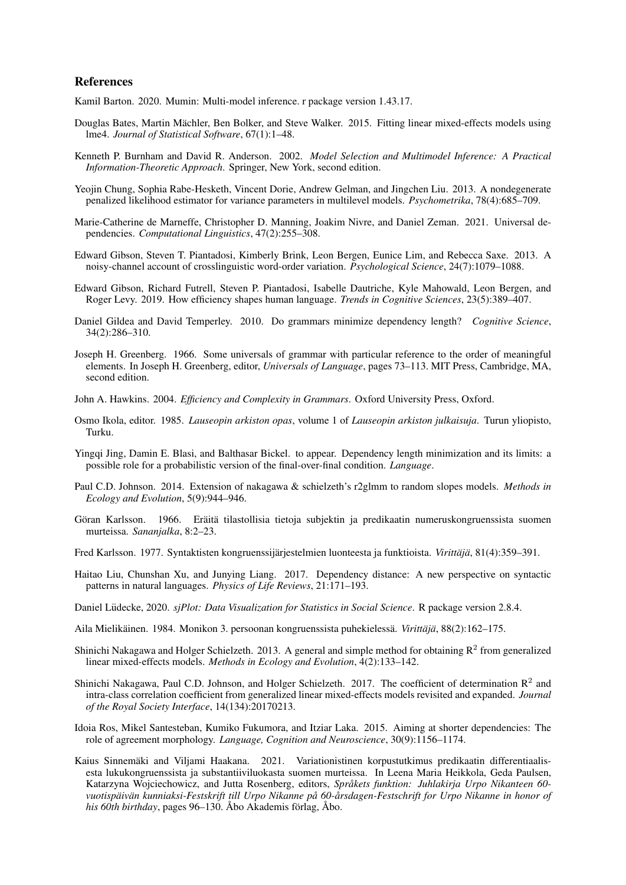## References

Kamil Barton. 2020. Mumin: Multi-model inference. r package version 1.43.17.

Douglas Bates, Martin Mächler, Ben Bolker, and Steve Walker. 2015. Fitting linear mixed-effects models using lme4. *Journal of Statistical Software*, 67(1):1–48.

Kenneth P. Burnham and David R. Anderson. 2002. *Model Selection and Multimodel Inference: A Practical Information-Theoretic Approach*. Springer, New York, second edition.

Yeojin Chung, Sophia Rabe-Hesketh, Vincent Dorie, Andrew Gelman, and Jingchen Liu. 2013. A nondegenerate penalized likelihood estimator for variance parameters in multilevel models. *Psychometrika*, 78(4):685–709.

Marie-Catherine de Marneffe, Christopher D. Manning, Joakim Nivre, and Daniel Zeman. 2021. Universal dependencies. *Computational Linguistics*, 47(2):255–308.

Edward Gibson, Steven T. Piantadosi, Kimberly Brink, Leon Bergen, Eunice Lim, and Rebecca Saxe. 2013. A noisy-channel account of crosslinguistic word-order variation. *Psychological Science*, 24(7):1079–1088.

Edward Gibson, Richard Futrell, Steven P. Piantadosi, Isabelle Dautriche, Kyle Mahowald, Leon Bergen, and Roger Levy. 2019. How efficiency shapes human language. *Trends in Cognitive Sciences*, 23(5):389–407.

Daniel Gildea and David Temperley. 2010. Do grammars minimize dependency length? *Cognitive Science*, 34(2):286–310.

Joseph H. Greenberg. 1966. Some universals of grammar with particular reference to the order of meaningful elements. In Joseph H. Greenberg, editor, *Universals of Language*, pages 73–113. MIT Press, Cambridge, MA, second edition.

John A. Hawkins. 2004. *Efficiency and Complexity in Grammars*. Oxford University Press, Oxford.

Osmo Ikola, editor. 1985. *Lauseopin arkiston opas*, volume 1 of *Lauseopin arkiston julkaisuja*. Turun yliopisto, Turku.

Yingqi Jing, Damin E. Blasi, and Balthasar Bickel. to appear. Dependency length minimization and its limits: a possible role for a probabilistic version of the final-over-final condition. *Language*.

Paul C.D. Johnson. 2014. Extension of nakagawa & schielzeth's r2glmm to random slopes models. *Methods in Ecology and Evolution*, 5(9):944–946.

Göran Karlsson. 1966. Eräitä tilastollisia tietoja subjektin ja predikaatin numeruskongruenssista suomen murteissa. *Sananjalka*, 8:2–23.

Fred Karlsson. 1977. Syntaktisten kongruenssijärjestelmien luonteesta ja funktioista. *Virittäjä*, 81(4):359–391.

Haitao Liu, Chunshan Xu, and Junying Liang. 2017. Dependency distance: A new perspective on syntactic patterns in natural languages. *Physics of Life Reviews*, 21:171–193.

Daniel Lüdecke, 2020. *sjPlot: Data Visualization for Statistics in Social Science*. R package version 2.8.4.

Aila Mielikäinen. 1984. Monikon 3. persoonan kongruenssista puhekielessä. *Virittäjä*, 88(2):162–175.

Shinichi Nakagawa and Holger Schielzeth. 2013. A general and simple method for obtaining $R^2$ from generalized linear mixed-effects models. *Methods in Ecology and Evolution*, 4(2):133–142.

Shinichi Nakagawa, Paul C.D. Johnson, and Holger Schielzeth. 2017. The coefficient of determination $R^2$ and intra-class correlation coefficient from generalized linear mixed-effects models revisited and expanded. *Journal of the Royal Society Interface*, 14(134):20170213.

Idoia Ros, Mikel Santesteban, Kumiko Fukumora, and Itziar Laka. 2015. Aiming at shorter dependencies: The role of agreement morphology. *Language, Cognition and Neuroscience*, 30(9):1156–1174.

Kaius Sinnemäki and Viljami Haakana. 2021. Variationistinen korpustutkimus predikaatin differentiaalisesta lukukongruenssista ja substantiiviluokasta suomen murteissa. In Leena Maria Heikkola, Geda Paulsen, Katarzyna Wojciechowicz, and Jutta Rosenberg, editors, *Språkets funktion: Juhlakirja Urpo Nikanteen 60-vuotispäivän kunniaksi-Festskrift till Urpo Nikanne på 60-årsdagen-Festschrift for Urpo Nikanne in honor of his 60th birthday*, pages 96–130. Åbo Akademis förlag, Åbo.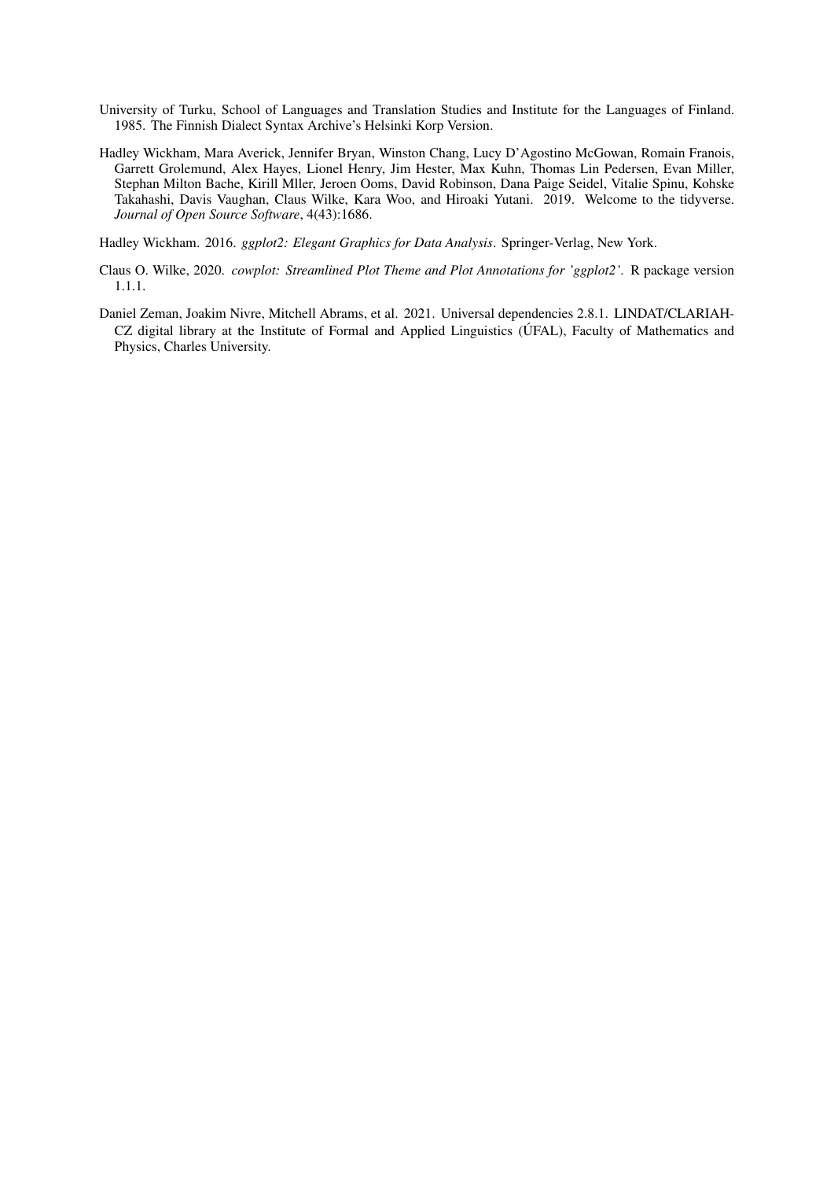University of Turku, School of Languages and Translation Studies and Institute for the Languages of Finland. 1985. The Finnish Dialect Syntax Archive's Helsinki Korp Version.

Hadley Wickham, Mara Averick, Jennifer Bryan, Winston Chang, Lucy D'Agostino McGowan, Romain Franois, Garrett Grolemund, Alex Hayes, Lionel Henry, Jim Hester, Max Kuhn, Thomas Lin Pedersen, Evan Miller, Stephan Milton Bache, Kirill Mller, Jeroen Ooms, David Robinson, Dana Paige Seidel, Vitalie Spinu, Kohske Takahashi, Davis Vaughan, Claus Wilke, Kara Woo, and Hiroaki Yutani. 2019. Welcome to the tidyverse. *Journal of Open Source Software*, 4(43):1686.

Hadley Wickham. 2016. *ggplot2: Elegant Graphics for Data Analysis*. Springer-Verlag, New York.

Claus O. Wilke, 2020. *cowplot: Streamlined Plot Theme and Plot Annotations for 'ggplot2'*. R package version 1.1.1.

Daniel Zeman, Joakim Nivre, Mitchell Abrams, et al. 2021. Universal dependencies 2.8.1. LINDAT/CLARIAH-CZ digital library at the Institute of Formal and Applied Linguistics (ÚFAL), Faculty of Mathematics and Physics, Charles University.